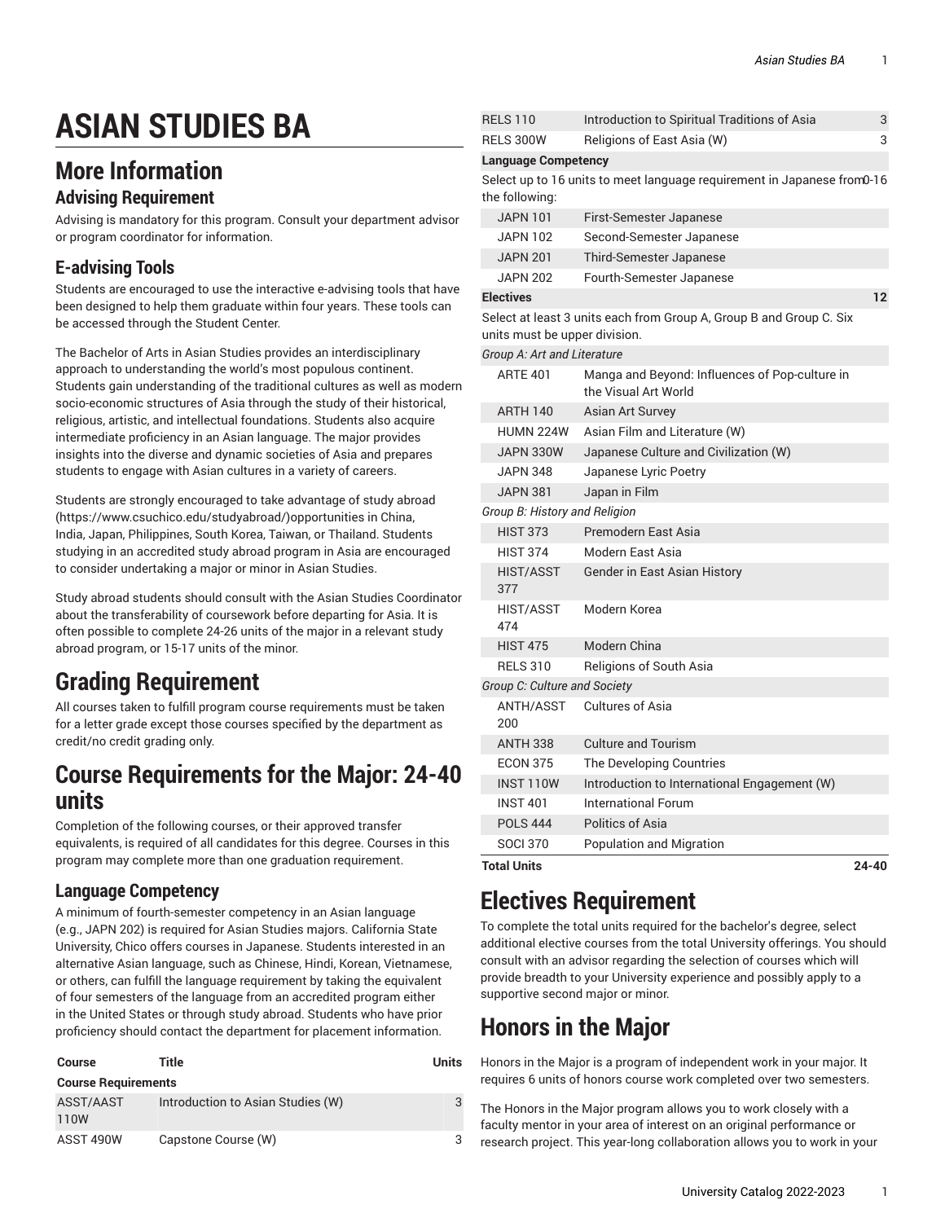# ASIAN STUDIES BA

## More Information

### Advising Requirement

Advising is mandatory for this program. Consult your department advisor or program coordinator for information.

### E-advising Tools

Students are encouraged to use the interactive e-advising tools that have been designed to help them graduate within four years. These tools can be accessed through the Student Center.

The Bachelor of Arts in Asian Studies provides an interdisciplinary approach to understanding the world's most populous continent. Students gain understanding of the traditional cultures as well as modern socio-economic structures of Asia through the study of their historical, religious, artistic, and intellectual foundations. Students also acquire intermediate proficiency in an Asian language. The major provides insights into the diverse and dynamic societies of Asia and prepares students to engage with Asian cultures in a variety of careers.

Students are strongly encouraged to take advantage of study abroad (https://www.csuchico.edu/studyabroad/)opportunities in China, India, Japan, Philippines, South Korea, Taiwan, or Thailand. Students studying in an accredited study abroad program in Asia are encouraged to consider undertaking a major or minor in Asian Studies.

Study abroad students should consult with the Asian Studies Coordinator about the transferability of coursework before departing for Asia. It is often possible to complete 24-26 units of the major in a relevant study abroad program, or 15-17 units of the minor.

# Grading Requirement

All courses taken to fulfill program course requirements must be taken for a letter grade except those courses specified by the department as credit/no credit grading only.

# Course Requirements for the Major: 24-40 units

Completion of the following courses, or their approved transfer equivalents, is required of all candidates for this degree. Courses in this program may complete more than one graduation requirement.

### Language Competency

A minimum of fourth-semester competency in an Asian language (e.g., JAPN 202) is required for Asian Studies majors. California State University, Chico offers courses in Japanese. Students interested in an alternative Asian language, such as Chinese, Hindi, Korean, Vietnamese, or others, can fulfill the language requirement by taking the equivalent of four semesters of the language from an accredited program either in the United States or through study abroad. Students who have prior proficiency should contact the department for placement information.

| Course | Title | Units |
|---|---|---|
| **Course Requirements** | | |
| ASST/AAST 110W | Introduction to Asian Studies (W) | 3 |
| ASST 490W | Capstone Course (W) | 3 |
| RELS 110 | Introduction to Spiritual Traditions of Asia | 3 |
| RELS 300W | Religions of East Asia (W) | 3 |
| **Language Competency** | | |
| Select up to 16 units to meet language requirement in Japanese from the following: | | 0-16 |
| JAPN 101 | First-Semester Japanese | |
| JAPN 102 | Second-Semester Japanese | |
| JAPN 201 | Third-Semester Japanese | |
| JAPN 202 | Fourth-Semester Japanese | |
| **Electives** | | **12** |
| Select at least 3 units each from Group A, Group B and Group C. Six units must be upper division. | | |
| *Group A: Art and Literature* | | |
| ARTE 401 | Manga and Beyond: Influences of Pop-culture in the Visual Art World | |
| ARTH 140 | Asian Art Survey | |
| HUMN 224W | Asian Film and Literature (W) | |
| JAPN 330W | Japanese Culture and Civilization (W) | |
| JAPN 348 | Japanese Lyric Poetry | |
| JAPN 381 | Japan in Film | |
| *Group B: History and Religion* | | |
| HIST 373 | Premodern East Asia | |
| HIST 374 | Modern East Asia | |
| HIST/ASST 377 | Gender in East Asian History | |
| HIST/ASST 474 | Modern Korea | |
| HIST 475 | Modern China | |
| RELS 310 | Religions of South Asia | |
| *Group C: Culture and Society* | | |
| ANTH/ASST 200 | Cultures of Asia | |
| ANTH 338 | Culture and Tourism | |
| ECON 375 | The Developing Countries | |
| INST 110W | Introduction to International Engagement (W) | |
| INST 401 | International Forum | |
| POLS 444 | Politics of Asia | |
| SOCI 370 | Population and Migration | |
| **Total Units** | | **24-40** |

# Electives Requirement

To complete the total units required for the bachelor's degree, select additional elective courses from the total University offerings. You should consult with an advisor regarding the selection of courses which will provide breadth to your University experience and possibly apply to a supportive second major or minor.

# Honors in the Major

Honors in the Major is a program of independent work in your major. It requires 6 units of honors course work completed over two semesters.

The Honors in the Major program allows you to work closely with a faculty mentor in your area of interest on an original performance or research project. This year-long collaboration allows you to work in your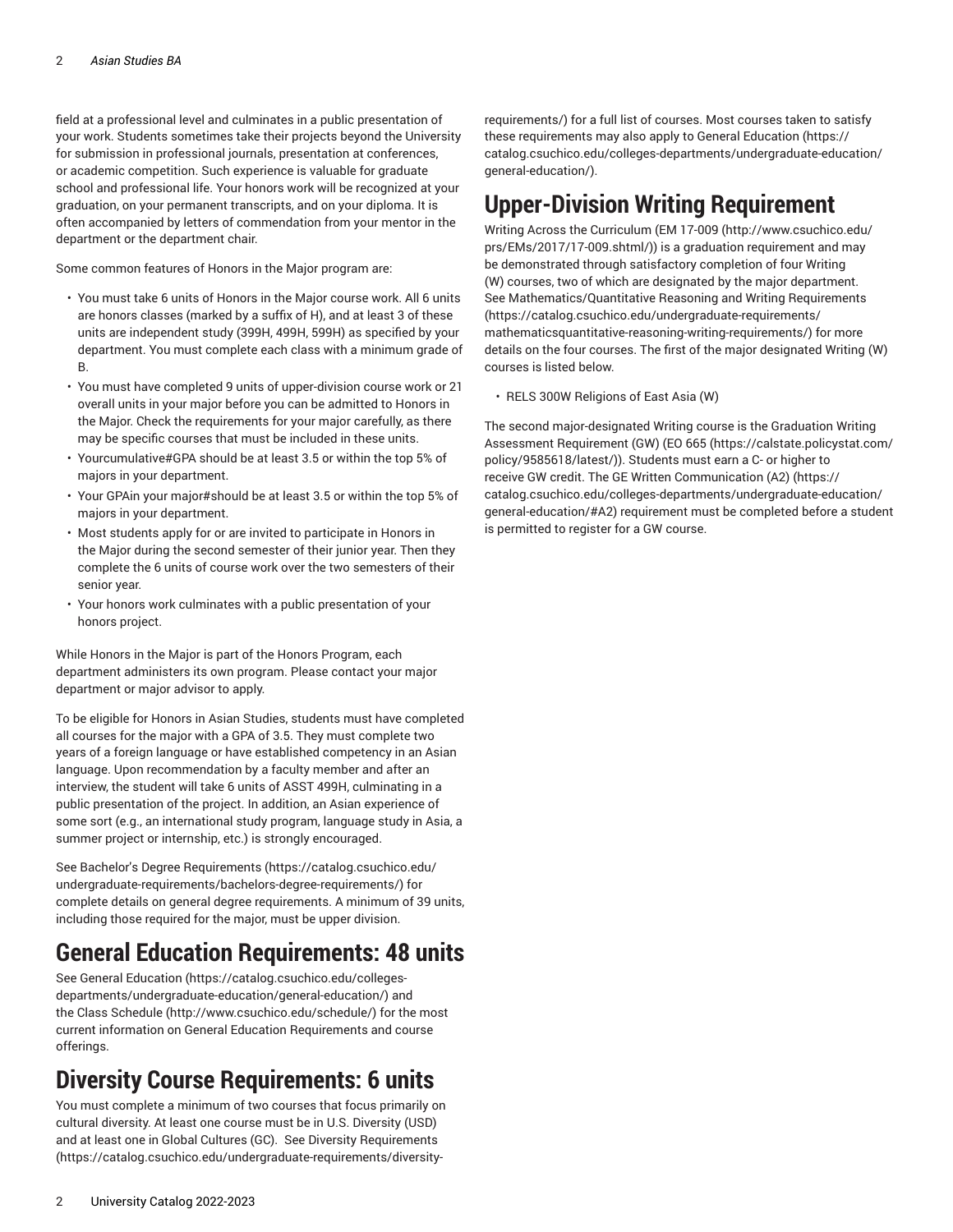field at a professional level and culminates in a public presentation of your work. Students sometimes take their projects beyond the University for submission in professional journals, presentation at conferences, or academic competition. Such experience is valuable for graduate school and professional life. Your honors work will be recognized at your graduation, on your permanent transcripts, and on your diploma. It is often accompanied by letters of commendation from your mentor in the department or the department chair.

Some common features of Honors in the Major program are:

- You must take 6 units of Honors in the Major course work. All 6 units are honors classes (marked by a suffix of H), and at least 3 of these units are independent study (399H, 499H, 599H) as specified by your department. You must complete each class with a minimum grade of B.
- You must have completed 9 units of upper-division course work or 21 overall units in your major before you can be admitted to Honors in the Major. Check the requirements for your major carefully, as there may be specific courses that must be included in these units.
- Yourcumulative#GPA should be at least 3.5 or within the top 5% of majors in your department.
- Your GPAin your major#should be at least 3.5 or within the top 5% of majors in your department.
- Most students apply for or are invited to participate in Honors in the Major during the second semester of their junior year. Then they complete the 6 units of course work over the two semesters of their senior year.
- Your honors work culminates with a public presentation of your honors project.

While Honors in the Major is part of the Honors Program, each department administers its own program. Please contact your major department or major advisor to apply.

To be eligible for Honors in Asian Studies, students must have completed all courses for the major with a GPA of 3.5. They must complete two years of a foreign language or have established competency in an Asian language. Upon recommendation by a faculty member and after an interview, the student will take 6 units of ASST 499H, culminating in a public presentation of the project. In addition, an Asian experience of some sort (e.g., an international study program, language study in Asia, a summer project or internship, etc.) is strongly encouraged.

See Bachelor's Degree Requirements (https://catalog.csuchico.edu/undergraduate-requirements/bachelors-degree-requirements/) for complete details on general degree requirements. A minimum of 39 units, including those required for the major, must be upper division.

# General Education Requirements: 48 units

See General Education (https://catalog.csuchico.edu/colleges-departments/undergraduate-education/general-education/) and the Class Schedule (http://www.csuchico.edu/schedule/) for the most current information on General Education Requirements and course offerings.

# Diversity Course Requirements: 6 units

You must complete a minimum of two courses that focus primarily on cultural diversity. At least one course must be in U.S. Diversity (USD) and at least one in Global Cultures (GC). See Diversity Requirements (https://catalog.csuchico.edu/undergraduate-requirements/diversity-requirements/) for a full list of courses. Most courses taken to satisfy these requirements may also apply to General Education (https://catalog.csuchico.edu/colleges-departments/undergraduate-education/general-education/).

# Upper-Division Writing Requirement

Writing Across the Curriculum (EM 17-009 (http://www.csuchico.edu/prs/EMs/2017/17-009.shtml/)) is a graduation requirement and may be demonstrated through satisfactory completion of four Writing (W) courses, two of which are designated by the major department. See Mathematics/Quantitative Reasoning and Writing Requirements (https://catalog.csuchico.edu/undergraduate-requirements/mathematicsquantitative-reasoning-writing-requirements/) for more details on the four courses. The first of the major designated Writing (W) courses is listed below.

- RELS 300W Religions of East Asia (W)

The second major-designated Writing course is the Graduation Writing Assessment Requirement (GW) (EO 665 (https://calstate.policystat.com/policy/9585618/latest/)). Students must earn a C- or higher to receive GW credit. The GE Written Communication (A2) (https://catalog.csuchico.edu/colleges-departments/undergraduate-education/general-education/#A2) requirement must be completed before a student is permitted to register for a GW course.